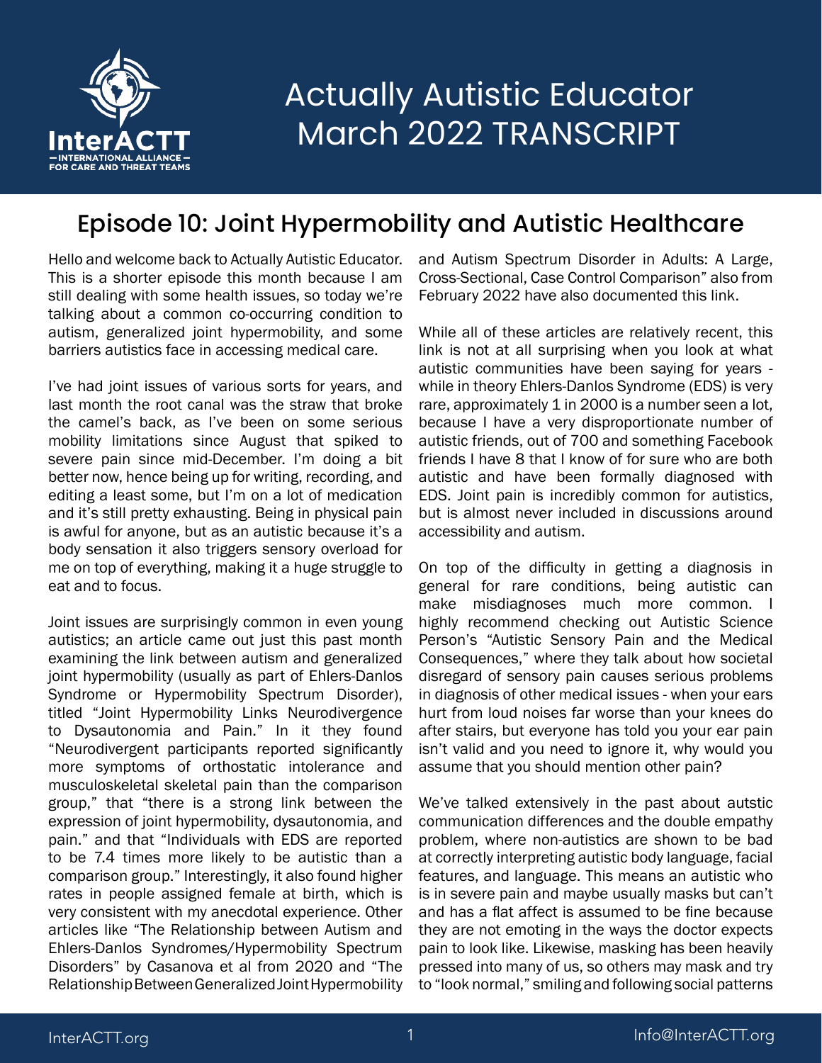# Actually Autistic Educator
## March 2022 TRANSCRIPT

## Episode 10: Joint Hypermobility and Autistic Healthcare

Hello and welcome back to Actually Autistic Educator. This is a shorter episode this month because I am still dealing with some health issues, so today we're talking about a common co-occurring condition to autism, generalized joint hypermobility, and some barriers autistics face in accessing medical care.

I've had joint issues of various sorts for years, and last month the root canal was the straw that broke the camel's back, as I've been on some serious mobility limitations since August that spiked to severe pain since mid-December. I'm doing a bit better now, hence being up for writing, recording, and editing a least some, but I'm on a lot of medication and it's still pretty exhausting. Being in physical pain is awful for anyone, but as an autistic because it's a body sensation it also triggers sensory overload for me on top of everything, making it a huge struggle to eat and to focus.

Joint issues are surprisingly common in even young autistics; an article came out just this past month examining the link between autism and generalized joint hypermobility (usually as part of Ehlers-Danlos Syndrome or Hypermobility Spectrum Disorder), titled "Joint Hypermobility Links Neurodivergence to Dysautonomia and Pain." In it they found "Neurodivergent participants reported significantly more symptoms of orthostatic intolerance and musculoskeletal skeletal pain than the comparison group," that "there is a strong link between the expression of joint hypermobility, dysautonomia, and pain." and that "Individuals with EDS are reported to be 7.4 times more likely to be autistic than a comparison group." Interestingly, it also found higher rates in people assigned female at birth, which is very consistent with my anecdotal experience. Other articles like "The Relationship between Autism and Ehlers-Danlos Syndromes/Hypermobility Spectrum Disorders" by Casanova et al from 2020 and "The Relationship Between Generalized Joint Hypermobility and Autism Spectrum Disorder in Adults: A Large, Cross-Sectional, Case Control Comparison" also from February 2022 have also documented this link.

While all of these articles are relatively recent, this link is not at all surprising when you look at what autistic communities have been saying for years - while in theory Ehlers-Danlos Syndrome (EDS) is very rare, approximately 1 in 2000 is a number seen a lot, because I have a very disproportionate number of autistic friends, out of 700 and something Facebook friends I have 8 that I know of for sure who are both autistic and have been formally diagnosed with EDS. Joint pain is incredibly common for autistics, but is almost never included in discussions around accessibility and autism.

On top of the difficulty in getting a diagnosis in general for rare conditions, being autistic can make misdiagnoses much more common. I highly recommend checking out Autistic Science Person's "Autistic Sensory Pain and the Medical Consequences," where they talk about how societal disregard of sensory pain causes serious problems in diagnosis of other medical issues - when your ears hurt from loud noises far worse than your knees do after stairs, but everyone has told you your ear pain isn't valid and you need to ignore it, why would you assume that you should mention other pain?

We've talked extensively in the past about autstic communication differences and the double empathy problem, where non-autistics are shown to be bad at correctly interpreting autistic body language, facial features, and language. This means an autistic who is in severe pain and maybe usually masks but can't and has a flat affect is assumed to be fine because they are not emoting in the ways the doctor expects pain to look like. Likewise, masking has been heavily pressed into many of us, so others may mask and try to "look normal," smiling and following social patterns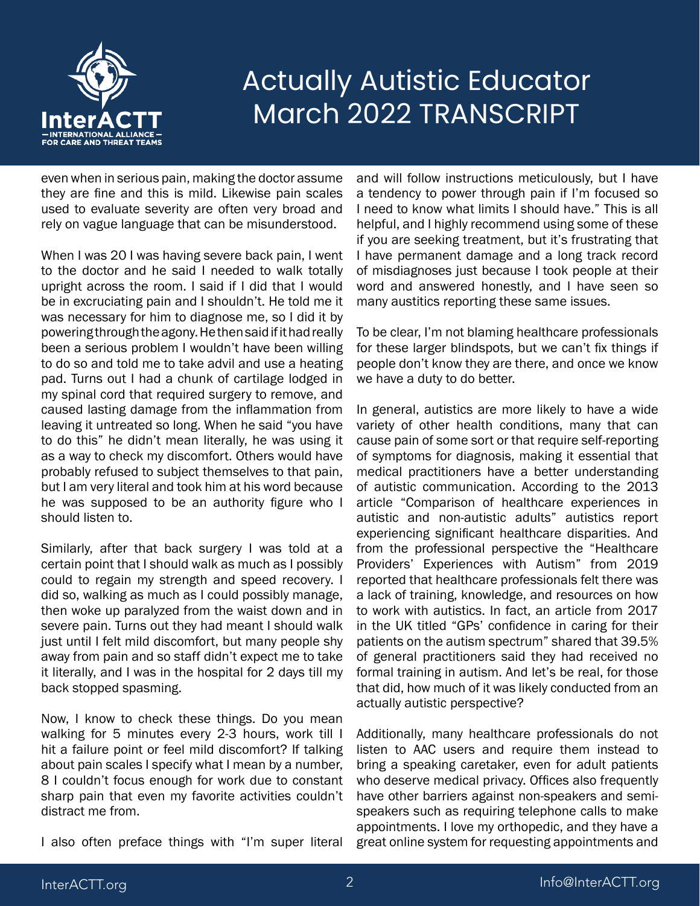even when in serious pain, making the doctor assume they are fine and this is mild. Likewise pain scales used to evaluate severity are often very broad and rely on vague language that can be misunderstood.

When I was 20 I was having severe back pain, I went to the doctor and he said I needed to walk totally upright across the room. I said if I did that I would be in excruciating pain and I shouldn't. He told me it was necessary for him to diagnose me, so I did it by powering through the agony. He then said if it had really been a serious problem I wouldn't have been willing to do so and told me to take advil and use a heating pad. Turns out I had a chunk of cartilage lodged in my spinal cord that required surgery to remove, and caused lasting damage from the inflammation from leaving it untreated so long. When he said "you have to do this" he didn't mean literally, he was using it as a way to check my discomfort. Others would have probably refused to subject themselves to that pain, but I am very literal and took him at his word because he was supposed to be an authority figure who I should listen to.

Similarly, after that back surgery I was told at a certain point that I should walk as much as I possibly could to regain my strength and speed recovery. I did so, walking as much as I could possibly manage, then woke up paralyzed from the waist down and in severe pain. Turns out they had meant I should walk just until I felt mild discomfort, but many people shy away from pain and so staff didn't expect me to take it literally, and I was in the hospital for 2 days till my back stopped spasming.

Now, I know to check these things. Do you mean walking for 5 minutes every 2-3 hours, work till I hit a failure point or feel mild discomfort? If talking about pain scales I specify what I mean by a number, 8 I couldn't focus enough for work due to constant sharp pain that even my favorite activities couldn't distract me from.

I also often preface things with "I'm super literal and will follow instructions meticulously, but I have a tendency to power through pain if I'm focused so I need to know what limits I should have." This is all helpful, and I highly recommend using some of these if you are seeking treatment, but it's frustrating that I have permanent damage and a long track record of misdiagnoses just because I took people at their word and answered honestly, and I have seen so many austitics reporting these same issues.

To be clear, I'm not blaming healthcare professionals for these larger blindspots, but we can't fix things if people don't know they are there, and once we know we have a duty to do better.

In general, autistics are more likely to have a wide variety of other health conditions, many that can cause pain of some sort or that require self-reporting of symptoms for diagnosis, making it essential that medical practitioners have a better understanding of autistic communication. According to the 2013 article "Comparison of healthcare experiences in autistic and non-autistic adults" autistics report experiencing significant healthcare disparities. And from the professional perspective the "Healthcare Providers' Experiences with Autism" from 2019 reported that healthcare professionals felt there was a lack of training, knowledge, and resources on how to work with autistics. In fact, an article from 2017 in the UK titled "GPs' confidence in caring for their patients on the autism spectrum" shared that 39.5% of general practitioners said they had received no formal training in autism. And let's be real, for those that did, how much of it was likely conducted from an actually autistic perspective?

Additionally, many healthcare professionals do not listen to AAC users and require them instead to bring a speaking caretaker, even for adult patients who deserve medical privacy. Offices also frequently have other barriers against non-speakers and semi-speakers such as requiring telephone calls to make appointments. I love my orthopedic, and they have a great online system for requesting appointments and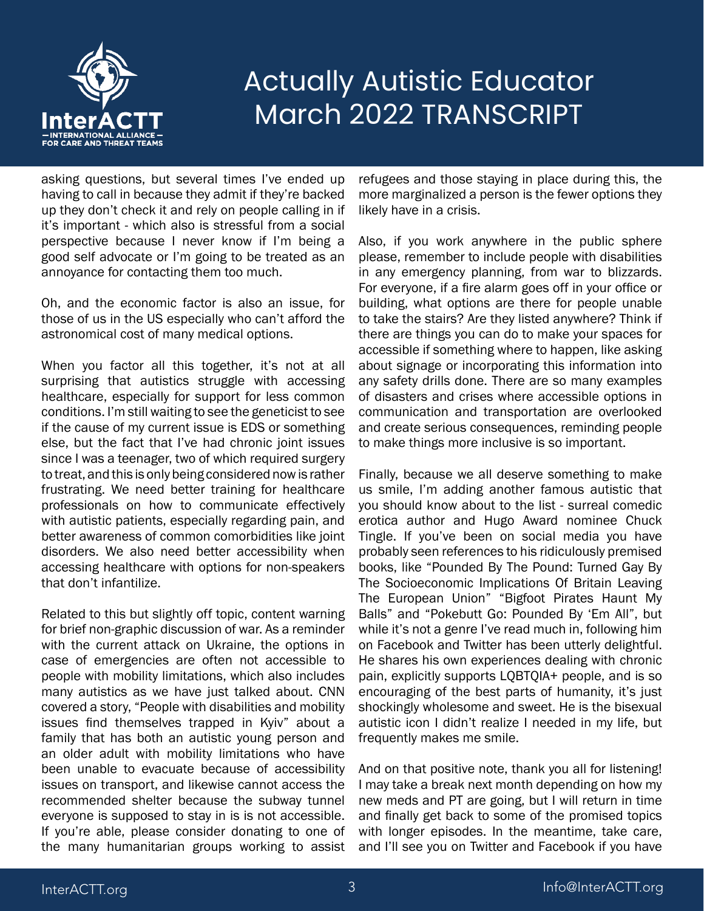asking questions, but several times I've ended up having to call in because they admit if they're backed up they don't check it and rely on people calling in if it's important - which also is stressful from a social perspective because I never know if I'm being a good self advocate or I'm going to be treated as an annoyance for contacting them too much.

Oh, and the economic factor is also an issue, for those of us in the US especially who can't afford the astronomical cost of many medical options.

When you factor all this together, it's not at all surprising that autistics struggle with accessing healthcare, especially for support for less common conditions. I'm still waiting to see the geneticist to see if the cause of my current issue is EDS or something else, but the fact that I've had chronic joint issues since I was a teenager, two of which required surgery to treat, and this is only being considered now is rather frustrating. We need better training for healthcare professionals on how to communicate effectively with autistic patients, especially regarding pain, and better awareness of common comorbidities like joint disorders. We also need better accessibility when accessing healthcare with options for non-speakers that don't infantilize.

Related to this but slightly off topic, content warning for brief non-graphic discussion of war. As a reminder with the current attack on Ukraine, the options in case of emergencies are often not accessible to people with mobility limitations, which also includes many autistics as we have just talked about. CNN covered a story, "People with disabilities and mobility issues find themselves trapped in Kyiv" about a family that has both an autistic young person and an older adult with mobility limitations who have been unable to evacuate because of accessibility issues on transport, and likewise cannot access the recommended shelter because the subway tunnel everyone is supposed to stay in is not accessible. If you're able, please consider donating to one of the many humanitarian groups working to assist refugees and those staying in place during this, the more marginalized a person is the fewer options they likely have in a crisis.

Also, if you work anywhere in the public sphere please, remember to include people with disabilities in any emergency planning, from war to blizzards. For everyone, if a fire alarm goes off in your office or building, what options are there for people unable to take the stairs? Are they listed anywhere? Think if there are things you can do to make your spaces for accessible if something where to happen, like asking about signage or incorporating this information into any safety drills done. There are so many examples of disasters and crises where accessible options in communication and transportation are overlooked and create serious consequences, reminding people to make things more inclusive is so important.

Finally, because we all deserve something to make us smile, I'm adding another famous autistic that you should know about to the list - surreal comedic erotica author and Hugo Award nominee Chuck Tingle. If you've been on social media you have probably seen references to his ridiculously premised books, like "Pounded By The Pound: Turned Gay By The Socioeconomic Implications Of Britain Leaving The European Union" "Bigfoot Pirates Haunt My Balls" and "Pokebutt Go: Pounded By 'Em All", but while it's not a genre I've read much in, following him on Facebook and Twitter has been utterly delightful. He shares his own experiences dealing with chronic pain, explicitly supports LQBTQIA+ people, and is so encouraging of the best parts of humanity, it's just shockingly wholesome and sweet. He is the bisexual autistic icon I didn't realize I needed in my life, but frequently makes me smile.

And on that positive note, thank you all for listening! I may take a break next month depending on how my new meds and PT are going, but I will return in time and finally get back to some of the promised topics with longer episodes. In the meantime, take care, and I'll see you on Twitter and Facebook if you have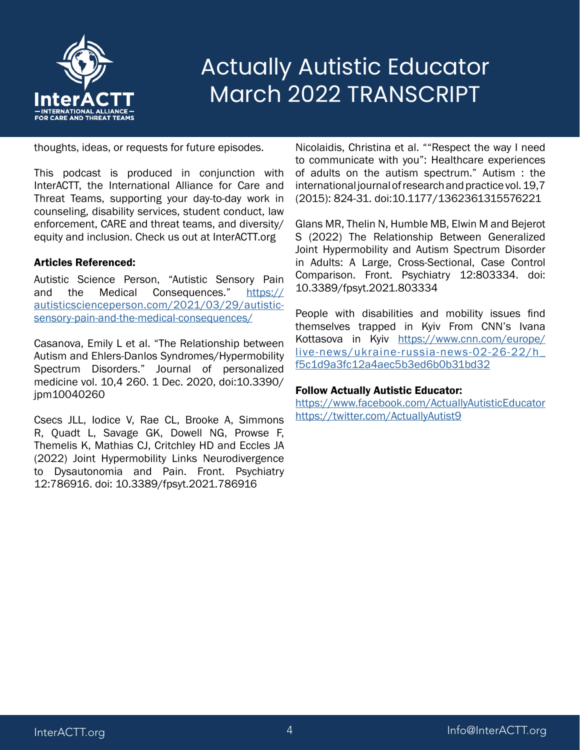thoughts, ideas, or requests for future episodes.

This podcast is produced in conjunction with InterACTT, the International Alliance for Care and Threat Teams, supporting your day-to-day work in counseling, disability services, student conduct, law enforcement, CARE and threat teams, and diversity/equity and inclusion. Check us out at InterACTT.org

**Articles Referenced:**

Autistic Science Person, "Autistic Sensory Pain and the Medical Consequences." https://autisticscienceperson.com/2021/03/29/autistic-sensory-pain-and-the-medical-consequences/

Casanova, Emily L et al. "The Relationship between Autism and Ehlers-Danlos Syndromes/Hypermobility Spectrum Disorders." Journal of personalized medicine vol. 10,4 260. 1 Dec. 2020, doi:10.3390/jpm10040260

Csecs JLL, Iodice V, Rae CL, Brooke A, Simmons R, Quadt L, Savage GK, Dowell NG, Prowse F, Themelis K, Mathias CJ, Critchley HD and Eccles JA (2022) Joint Hypermobility Links Neurodivergence to Dysautonomia and Pain. Front. Psychiatry 12:786916. doi: 10.3389/fpsyt.2021.786916

Nicolaidis, Christina et al. ""Respect the way I need to communicate with you": Healthcare experiences of adults on the autism spectrum." Autism : the international journal of research and practice vol. 19,7 (2015): 824-31. doi:10.1177/1362361315576221

Glans MR, Thelin N, Humble MB, Elwin M and Bejerot S (2022) The Relationship Between Generalized Joint Hypermobility and Autism Spectrum Disorder in Adults: A Large, Cross-Sectional, Case Control Comparison. Front. Psychiatry 12:803334. doi: 10.3389/fpsyt.2021.803334

People with disabilities and mobility issues find themselves trapped in Kyiv From CNN's Ivana Kottasova in Kyiv https://www.cnn.com/europe/live-news/ukraine-russia-news-02-26-22/h_f5c1d9a3fc12a4aec5b3ed6b0b31bd32

**Follow Actually Autistic Educator:**

https://www.facebook.com/ActuallyAutisticEducator
https://twitter.com/ActuallyAutist9